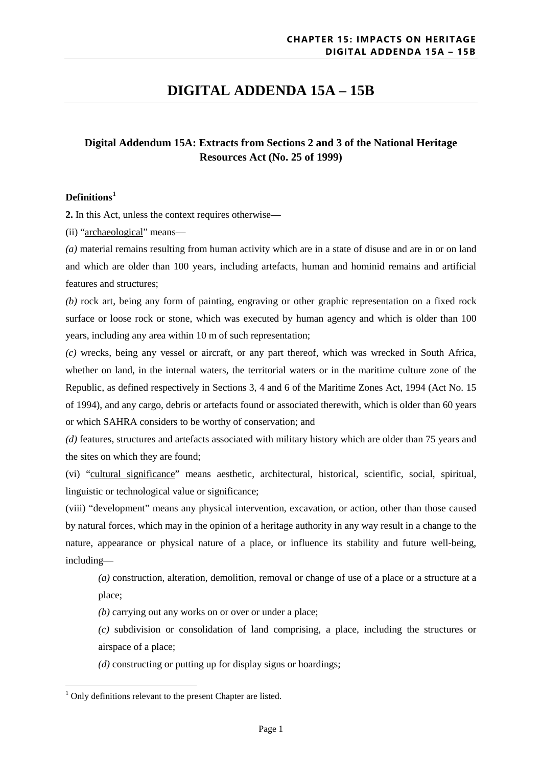# DIGITAL ADDENDA 15A – 15B

## Digital Addendum 15A: Extracts from Sections 2 and 3 of the National Heritage Resources Act (No. 25 of 1999)

**Definitions**[1]

**2.** In this Act, unless the context requires otherwise—

(ii) "archaeological" means—

*(a)* material remains resulting from human activity which are in a state of disuse and are in or on land and which are older than 100 years, including artefacts, human and hominid remains and artificial features and structures;

*(b)* rock art, being any form of painting, engraving or other graphic representation on a fixed rock surface or loose rock or stone, which was executed by human agency and which is older than 100 years, including any area within 10 m of such representation;

*(c)* wrecks, being any vessel or aircraft, or any part thereof, which was wrecked in South Africa, whether on land, in the internal waters, the territorial waters or in the maritime culture zone of the Republic, as defined respectively in Sections 3, 4 and 6 of the Maritime Zones Act, 1994 (Act No. 15 of 1994), and any cargo, debris or artefacts found or associated therewith, which is older than 60 years or which SAHRA considers to be worthy of conservation; and

*(d)* features, structures and artefacts associated with military history which are older than 75 years and the sites on which they are found;

(vi) "cultural significance" means aesthetic, architectural, historical, scientific, social, spiritual, linguistic or technological value or significance;

(viii) "development" means any physical intervention, excavation, or action, other than those caused by natural forces, which may in the opinion of a heritage authority in any way result in a change to the nature, appearance or physical nature of a place, or influence its stability and future well-being, including—

> *(a)* construction, alteration, demolition, removal or change of use of a place or a structure at a place;
>
> *(b)* carrying out any works on or over or under a place;
>
> *(c)* subdivision or consolidation of land comprising, a place, including the structures or airspace of a place;
>
> *(d)* constructing or putting up for display signs or hoardings;

[1] Only definitions relevant to the present Chapter are listed.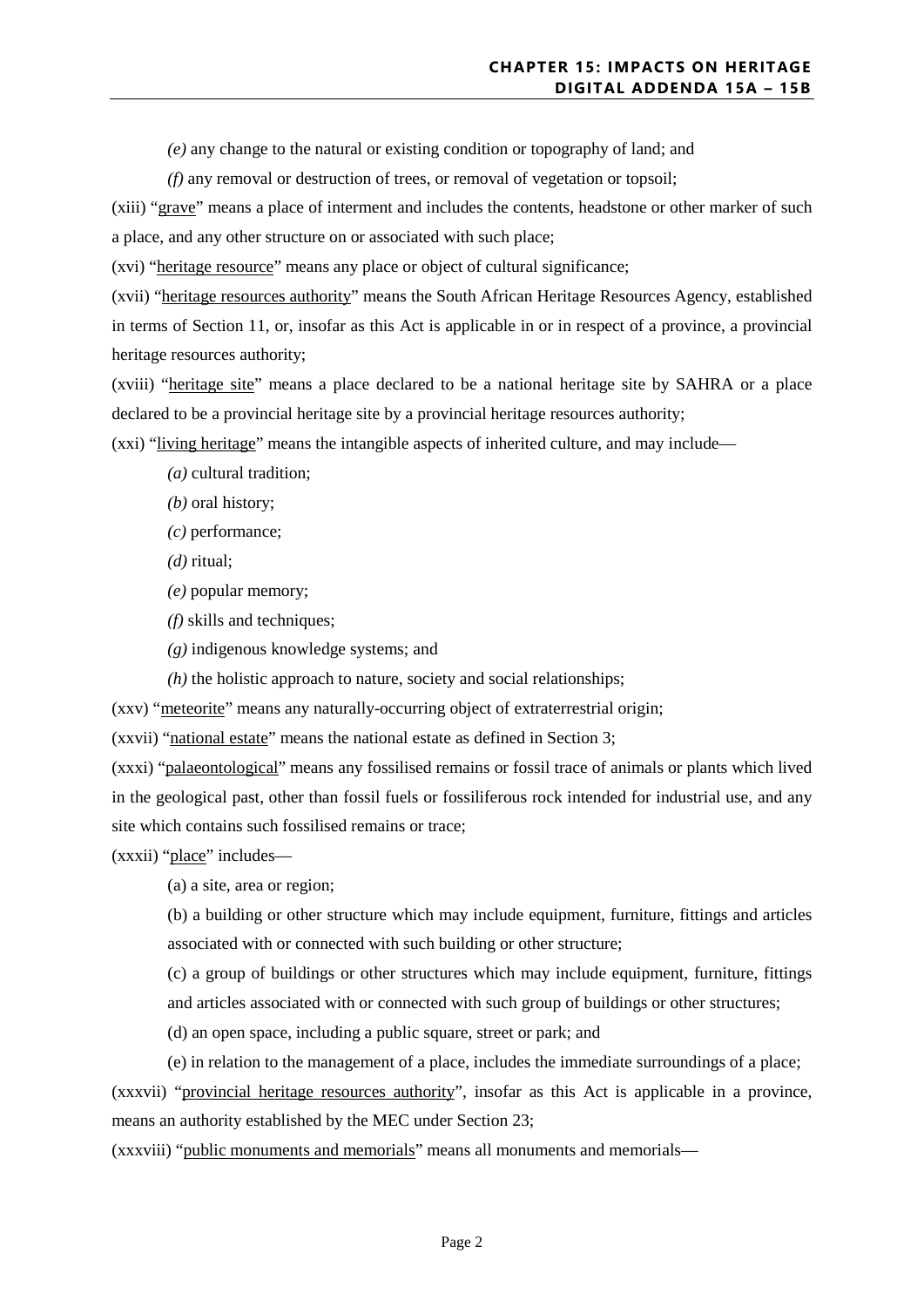*(e)* any change to the natural or existing condition or topography of land; and

*(f)* any removal or destruction of trees, or removal of vegetation or topsoil;

(xiii) "grave" means a place of interment and includes the contents, headstone or other marker of such a place, and any other structure on or associated with such place;

(xvi) "heritage resource" means any place or object of cultural significance;

(xvii) "heritage resources authority" means the South African Heritage Resources Agency, established in terms of Section 11, or, insofar as this Act is applicable in or in respect of a province, a provincial heritage resources authority;

(xviii) "heritage site" means a place declared to be a national heritage site by SAHRA or a place declared to be a provincial heritage site by a provincial heritage resources authority;

(xxi) "living heritage" means the intangible aspects of inherited culture, and may include—

*(a)* cultural tradition;

*(b)* oral history;

*(c)* performance;

*(d)* ritual;

*(e)* popular memory;

*(f)* skills and techniques;

*(g)* indigenous knowledge systems; and

*(h)* the holistic approach to nature, society and social relationships;

(xxv) "meteorite" means any naturally-occurring object of extraterrestrial origin;

(xxvii) "national estate" means the national estate as defined in Section 3;

(xxxi) "palaeontological" means any fossilised remains or fossil trace of animals or plants which lived in the geological past, other than fossil fuels or fossiliferous rock intended for industrial use, and any site which contains such fossilised remains or trace;

(xxxii) "place" includes—

(a) a site, area or region;

(b) a building or other structure which may include equipment, furniture, fittings and articles associated with or connected with such building or other structure;

(c) a group of buildings or other structures which may include equipment, furniture, fittings and articles associated with or connected with such group of buildings or other structures;

(d) an open space, including a public square, street or park; and

(e) in relation to the management of a place, includes the immediate surroundings of a place;

(xxxvii) "provincial heritage resources authority", insofar as this Act is applicable in a province, means an authority established by the MEC under Section 23;

(xxxviii) "public monuments and memorials" means all monuments and memorials—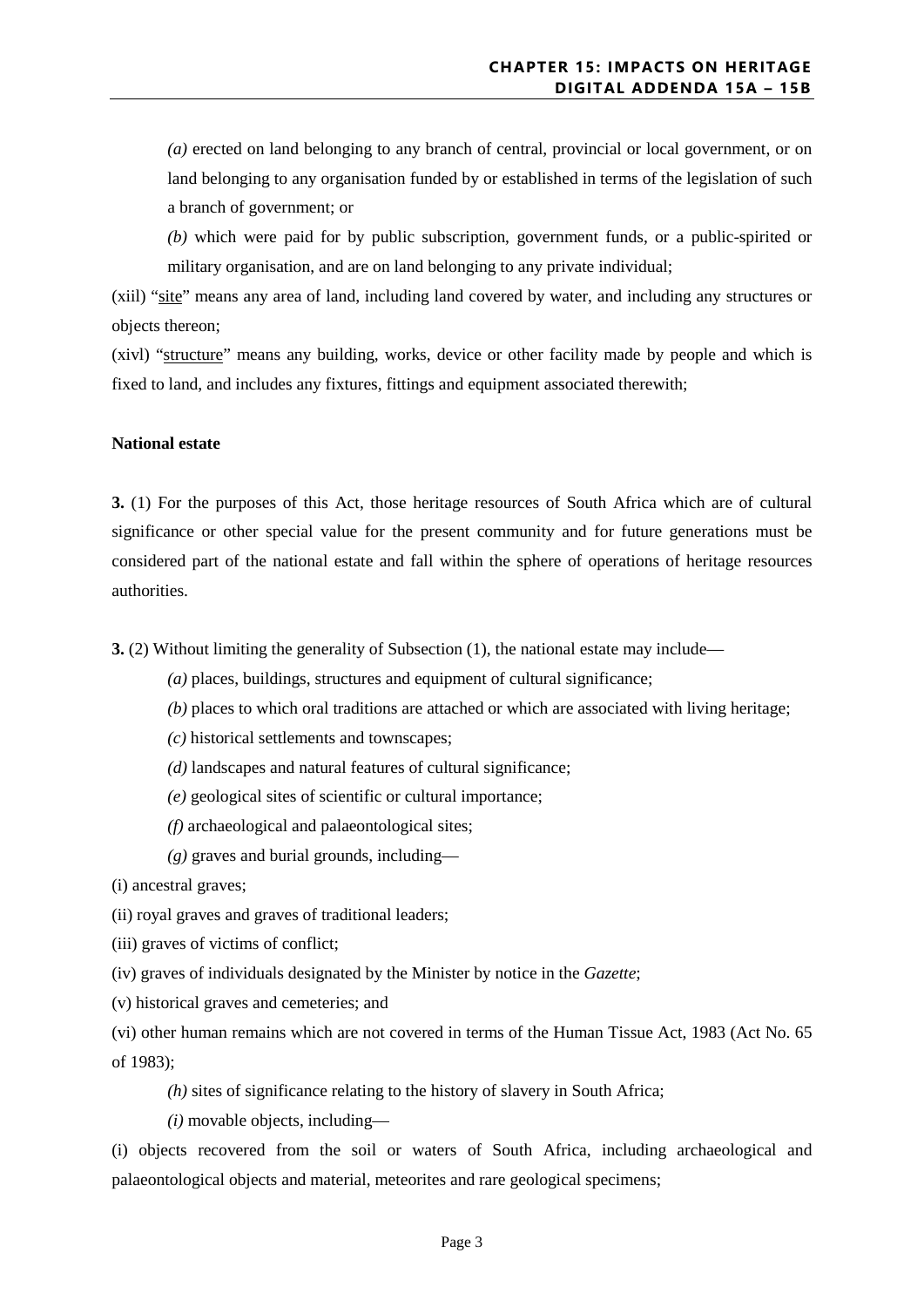*(a)* erected on land belonging to any branch of central, provincial or local government, or on land belonging to any organisation funded by or established in terms of the legislation of such a branch of government; or

*(b)* which were paid for by public subscription, government funds, or a public-spirited or military organisation, and are on land belonging to any private individual;

(xiil) "<u>site</u>" means any area of land, including land covered by water, and including any structures or objects thereon;

(xivl) "<u>structure</u>" means any building, works, device or other facility made by people and which is fixed to land, and includes any fixtures, fittings and equipment associated therewith;

**National estate**

**3.** (1) For the purposes of this Act, those heritage resources of South Africa which are of cultural significance or other special value for the present community and for future generations must be considered part of the national estate and fall within the sphere of operations of heritage resources authorities.

**3.** (2) Without limiting the generality of Subsection (1), the national estate may include—

*(a)* places, buildings, structures and equipment of cultural significance;

*(b)* places to which oral traditions are attached or which are associated with living heritage;

*(c)* historical settlements and townscapes;

*(d)* landscapes and natural features of cultural significance;

*(e)* geological sites of scientific or cultural importance;

*(f)* archaeological and palaeontological sites;

*(g)* graves and burial grounds, including—

(i) ancestral graves;

(ii) royal graves and graves of traditional leaders;

(iii) graves of victims of conflict;

(iv) graves of individuals designated by the Minister by notice in the *Gazette*;

(v) historical graves and cemeteries; and

(vi) other human remains which are not covered in terms of the Human Tissue Act, 1983 (Act No. 65 of 1983);

*(h)* sites of significance relating to the history of slavery in South Africa;

*(i)* movable objects, including—

(i) objects recovered from the soil or waters of South Africa, including archaeological and palaeontological objects and material, meteorites and rare geological specimens;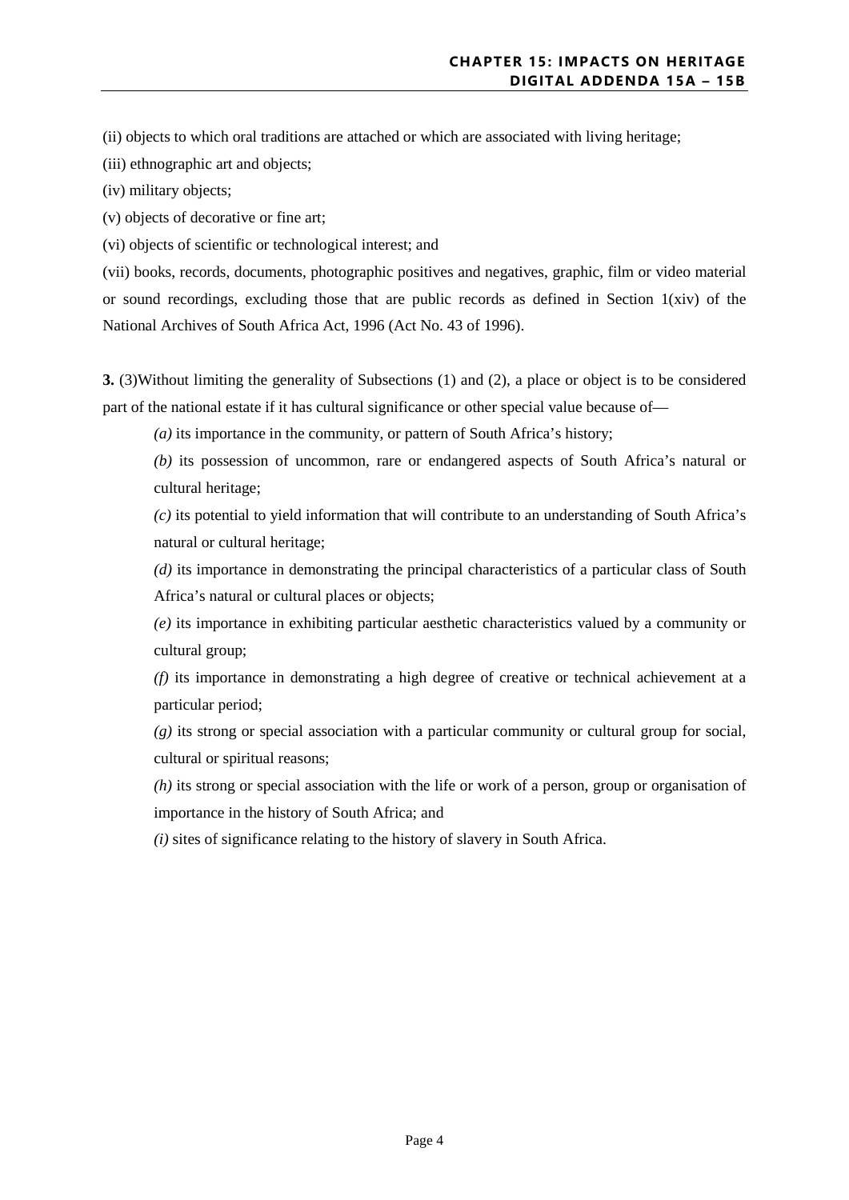(ii) objects to which oral traditions are attached or which are associated with living heritage;

(iii) ethnographic art and objects;

(iv) military objects;

(v) objects of decorative or fine art;

(vi) objects of scientific or technological interest; and

(vii) books, records, documents, photographic positives and negatives, graphic, film or video material or sound recordings, excluding those that are public records as defined in Section 1(xiv) of the National Archives of South Africa Act, 1996 (Act No. 43 of 1996).

**3.** (3)Without limiting the generality of Subsections (1) and (2), a place or object is to be considered part of the national estate if it has cultural significance or other special value because of—

*(a)* its importance in the community, or pattern of South Africa's history;

*(b)* its possession of uncommon, rare or endangered aspects of South Africa's natural or cultural heritage;

*(c)* its potential to yield information that will contribute to an understanding of South Africa's natural or cultural heritage;

*(d)* its importance in demonstrating the principal characteristics of a particular class of South Africa's natural or cultural places or objects;

*(e)* its importance in exhibiting particular aesthetic characteristics valued by a community or cultural group;

*(f)* its importance in demonstrating a high degree of creative or technical achievement at a particular period;

*(g)* its strong or special association with a particular community or cultural group for social, cultural or spiritual reasons;

*(h)* its strong or special association with the life or work of a person, group or organisation of importance in the history of South Africa; and

*(i)* sites of significance relating to the history of slavery in South Africa.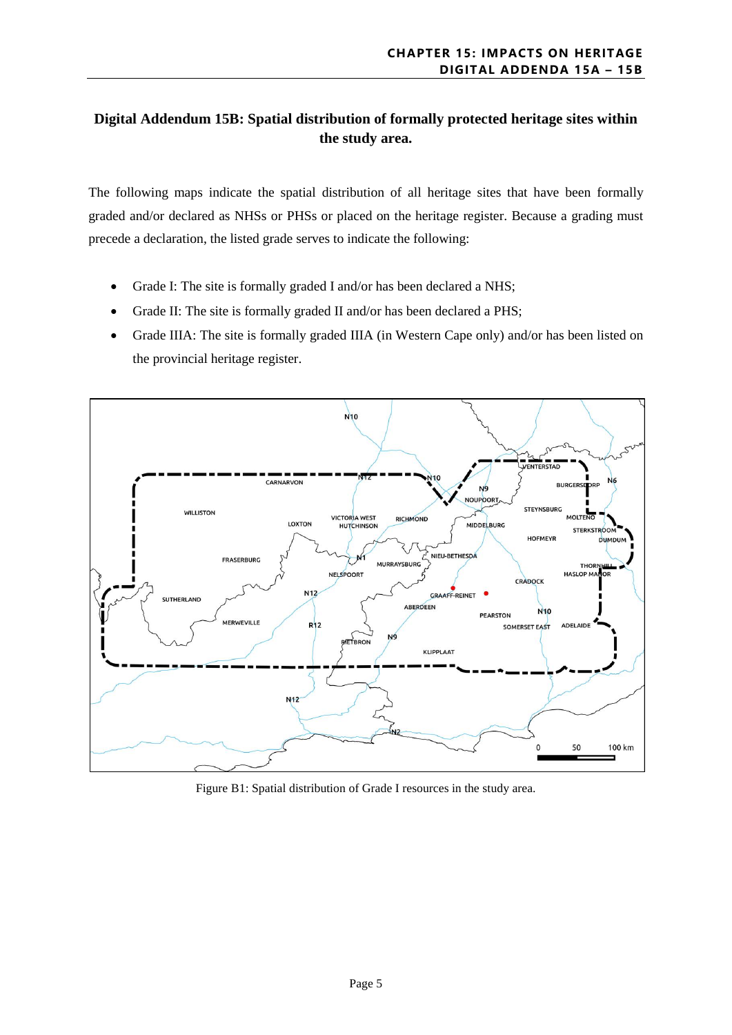## Digital Addendum 15B: Spatial distribution of formally protected heritage sites within the study area.

The following maps indicate the spatial distribution of all heritage sites that have been formally graded and/or declared as NHSs or PHSs or placed on the heritage register. Because a grading must precede a declaration, the listed grade serves to indicate the following:

- Grade I: The site is formally graded I and/or has been declared a NHS;
- Grade II: The site is formally graded II and/or has been declared a PHS;
- Grade IIIA: The site is formally graded IIIA (in Western Cape only) and/or has been listed on the provincial heritage register.

Figure B1: Spatial distribution of Grade I resources in the study area.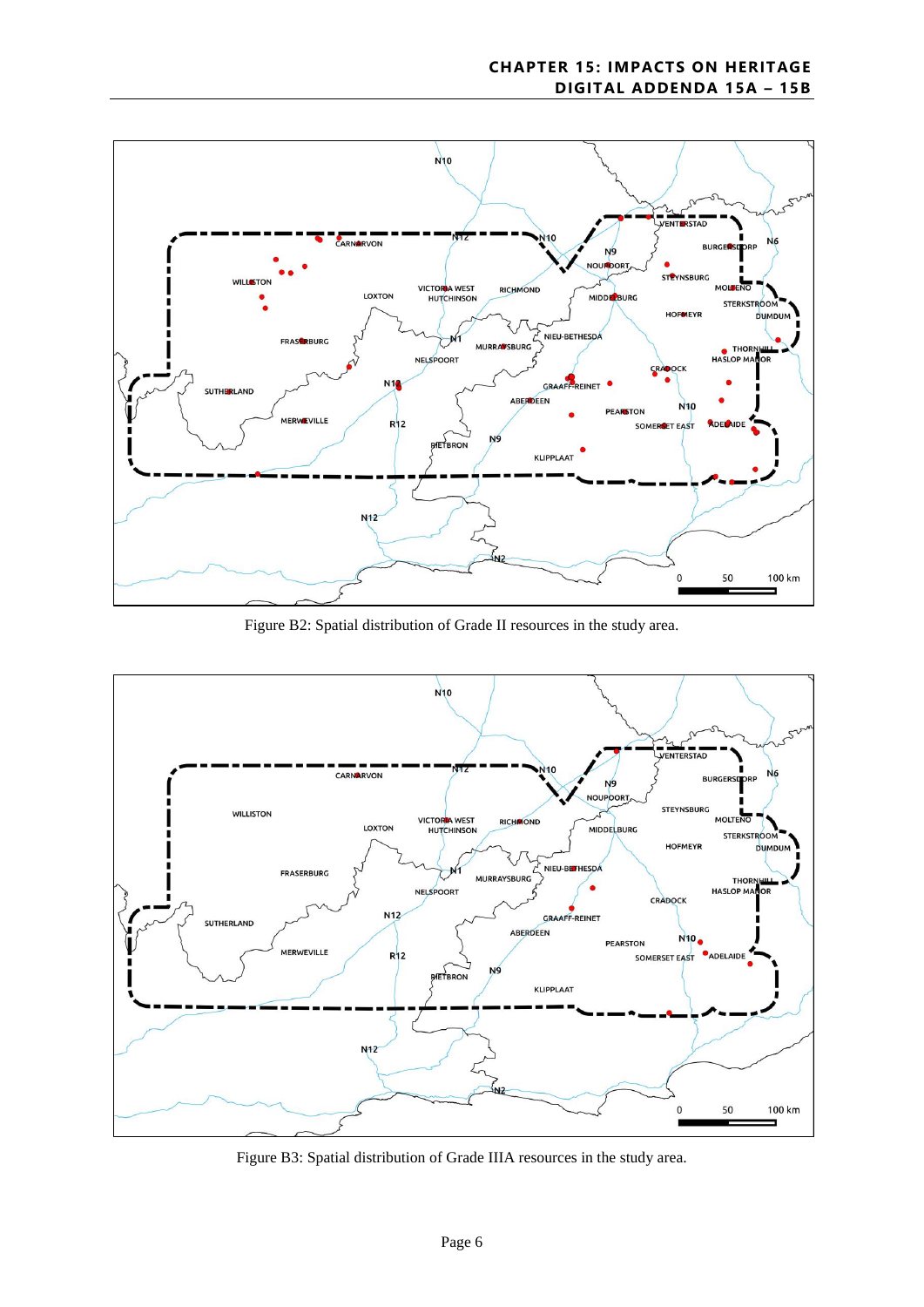N10
CARNARVON
N12
N10
VENTERSTAD
N6
N9
BURGERSDORP
NOUPOORT
STEYNSBURG
WILLISTON
VICTORIA WEST
RICHMOND
MOLTENO
LOXTON
HUTCHINSON
MIDDELBURG
STERKSTROOM
HOFMEYR
DUMDUM
NIEU-BETHESDA
FRASERBURG
N1
MURRAYSBURG
THORNHILL
HASLOP MANOR
NELSPOORT
CRADOCK
N12
GRAAFF-REINET
SUTHERLAND
ABERDEEN
N10
PEARSTON
MERWEVILLE
R12
SOMERSET EAST
ADELAIDE
N9
RIETBRON
KLIPPLAAT
N12
N2
0
50
100 km

Figure B2: Spatial distribution of Grade II resources in the study area.

N10
CARNARVON
N12
N10
VENTERSTAD
N6
BURGERSDORP
N9
NOUPOORT
STEYNSBURG
WILLISTON
VICTORIA WEST
RICHMOND
MOLTENO
LOXTON
HUTCHINSON
MIDDELBURG
STERKSTROOM
HOFMEYR
DUMDUM
NIEU-BETHESDA
FRASERBURG
N1
MURRAYSBURG
THORNHILL
HASLOP MANOR
NELSPOORT
CRADOCK
N12
GRAAFF-REINET
SUTHERLAND
ABERDEEN
N10
PEARSTON
MERWEVILLE
R12
SOMERSET EAST
ADELAIDE
N9
RIETBRON
KLIPPLAAT
N12
N2
0
50
100 km

Figure B3: Spatial distribution of Grade IIIA resources in the study area.